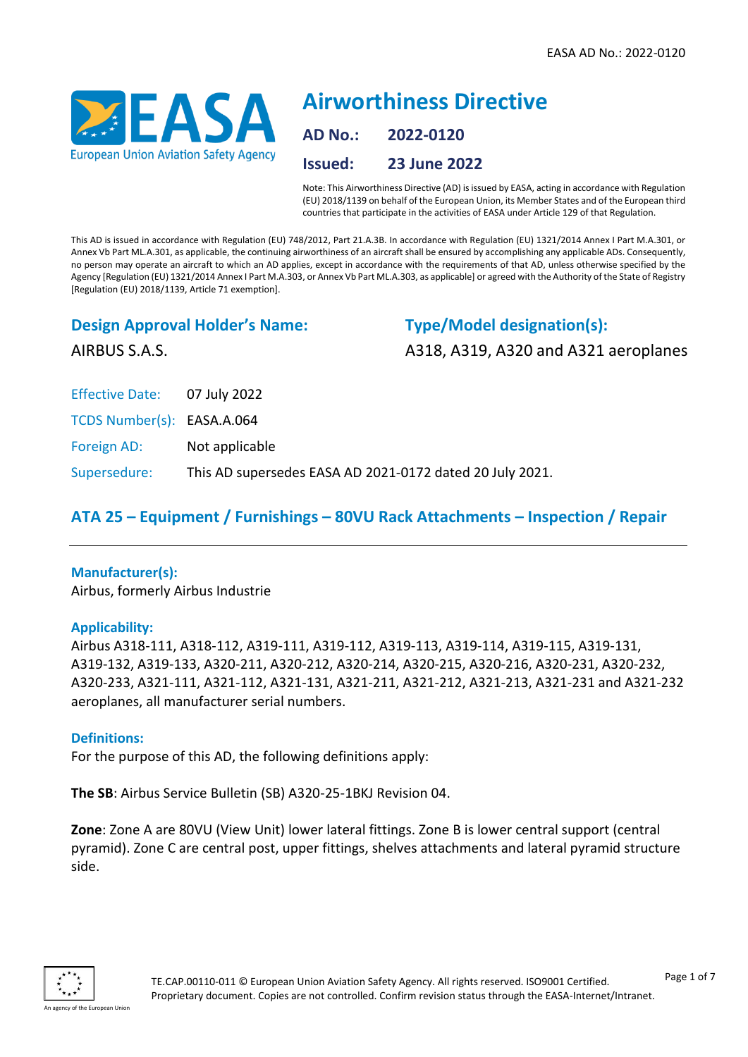# Airworthiness Directive

**AD No.:** 2022-0120

**Issued:** 23 June 2022

Note: This Airworthiness Directive (AD) is issued by EASA, acting in accordance with Regulation (EU) 2018/1139 on behalf of the European Union, its Member States and of the European third countries that participate in the activities of EASA under Article 129 of that Regulation.

This AD is issued in accordance with Regulation (EU) 748/2012, Part 21.A.3B. In accordance with Regulation (EU) 1321/2014 Annex I Part M.A.301, or Annex Vb Part ML.A.301, as applicable, the continuing airworthiness of an aircraft shall be ensured by accomplishing any applicable ADs. Consequently, no person may operate an aircraft to which an AD applies, except in accordance with the requirements of that AD, unless otherwise specified by the Agency [Regulation (EU) 1321/2014 Annex I Part M.A.303, or Annex Vb Part ML.A.303, as applicable] or agreed with the Authority of the State of Registry [Regulation (EU) 2018/1139, Article 71 exemption].

## Design Approval Holder's Name:

AIRBUS S.A.S.

## Type/Model designation(s):

A318, A319, A320 and A321 aeroplanes

Effective Date: 07 July 2022

TCDS Number(s): EASA.A.064

Foreign AD: Not applicable

Supersedure: This AD supersedes EASA AD 2021-0172 dated 20 July 2021.

## ATA 25 – Equipment / Furnishings – 80VU Rack Attachments – Inspection / Repair

### Manufacturer(s):

Airbus, formerly Airbus Industrie

### Applicability:

Airbus A318-111, A318-112, A319-111, A319-112, A319-113, A319-114, A319-115, A319-131, A319-132, A319-133, A320-211, A320-212, A320-214, A320-215, A320-216, A320-231, A320-232, A320-233, A321-111, A321-112, A321-131, A321-211, A321-212, A321-213, A321-231 and A321-232 aeroplanes, all manufacturer serial numbers.

### Definitions:

For the purpose of this AD, the following definitions apply:

**The SB**: Airbus Service Bulletin (SB) A320-25-1BKJ Revision 04.

**Zone**: Zone A are 80VU (View Unit) lower lateral fittings. Zone B is lower central support (central pyramid). Zone C are central post, upper fittings, shelves attachments and lateral pyramid structure side.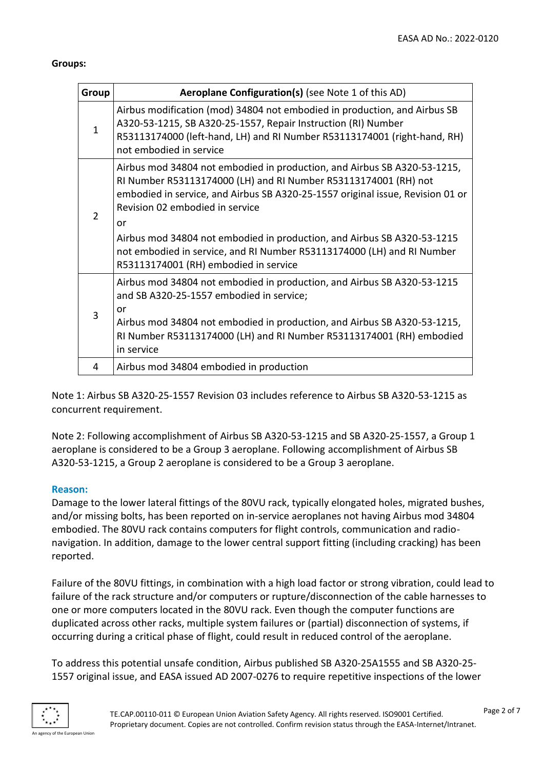**Groups:**

| Group | **Aeroplane Configuration(s)** (see Note 1 of this AD) |
|---|---|
| 1 | Airbus modification (mod) 34804 not embodied in production, and Airbus SB A320-53-1215, SB A320-25-1557, Repair Instruction (RI) Number R53113174000 (left-hand, LH) and RI Number R53113174001 (right-hand, RH) not embodied in service |
| 2 | Airbus mod 34804 not embodied in production, and Airbus SB A320-53-1215, RI Number R53113174000 (LH) and RI Number R53113174001 (RH) not embodied in service, and Airbus SB A320-25-1557 original issue, Revision 01 or Revision 02 embodied in service<br>or<br>Airbus mod 34804 not embodied in production, and Airbus SB A320-53-1215 not embodied in service, and RI Number R53113174000 (LH) and RI Number R53113174001 (RH) embodied in service |
| 3 | Airbus mod 34804 not embodied in production, and Airbus SB A320-53-1215 and SB A320-25-1557 embodied in service;<br>or<br>Airbus mod 34804 not embodied in production, and Airbus SB A320-53-1215, RI Number R53113174000 (LH) and RI Number R53113174001 (RH) embodied in service |
| 4 | Airbus mod 34804 embodied in production |

Note 1: Airbus SB A320-25-1557 Revision 03 includes reference to Airbus SB A320-53-1215 as concurrent requirement.

Note 2: Following accomplishment of Airbus SB A320-53-1215 and SB A320-25-1557, a Group 1 aeroplane is considered to be a Group 3 aeroplane. Following accomplishment of Airbus SB A320-53-1215, a Group 2 aeroplane is considered to be a Group 3 aeroplane.

## Reason:

Damage to the lower lateral fittings of the 80VU rack, typically elongated holes, migrated bushes, and/or missing bolts, has been reported on in-service aeroplanes not having Airbus mod 34804 embodied. The 80VU rack contains computers for flight controls, communication and radio-navigation. In addition, damage to the lower central support fitting (including cracking) has been reported.

Failure of the 80VU fittings, in combination with a high load factor or strong vibration, could lead to failure of the rack structure and/or computers or rupture/disconnection of the cable harnesses to one or more computers located in the 80VU rack. Even though the computer functions are duplicated across other racks, multiple system failures or (partial) disconnection of systems, if occurring during a critical phase of flight, could result in reduced control of the aeroplane.

To address this potential unsafe condition, Airbus published SB A320-25A1555 and SB A320-25-1557 original issue, and EASA issued AD 2007-0276 to require repetitive inspections of the lower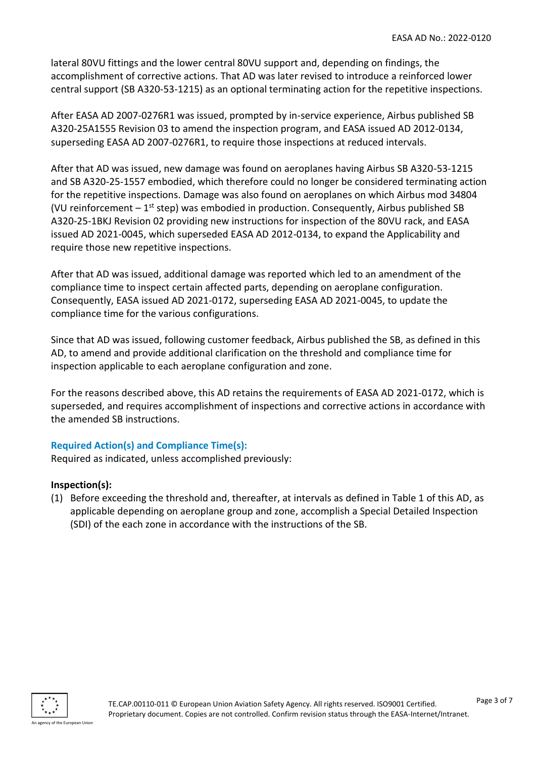lateral 80VU fittings and the lower central 80VU support and, depending on findings, the accomplishment of corrective actions. That AD was later revised to introduce a reinforced lower central support (SB A320-53-1215) as an optional terminating action for the repetitive inspections.

After EASA AD 2007-0276R1 was issued, prompted by in-service experience, Airbus published SB A320-25A1555 Revision 03 to amend the inspection program, and EASA issued AD 2012-0134, superseding EASA AD 2007-0276R1, to require those inspections at reduced intervals.

After that AD was issued, new damage was found on aeroplanes having Airbus SB A320-53-1215 and SB A320-25-1557 embodied, which therefore could no longer be considered terminating action for the repetitive inspections. Damage was also found on aeroplanes on which Airbus mod 34804 (VU reinforcement – 1st step) was embodied in production. Consequently, Airbus published SB A320-25-1BKJ Revision 02 providing new instructions for inspection of the 80VU rack, and EASA issued AD 2021-0045, which superseded EASA AD 2012-0134, to expand the Applicability and require those new repetitive inspections.

After that AD was issued, additional damage was reported which led to an amendment of the compliance time to inspect certain affected parts, depending on aeroplane configuration. Consequently, EASA issued AD 2021-0172, superseding EASA AD 2021-0045, to update the compliance time for the various configurations.

Since that AD was issued, following customer feedback, Airbus published the SB, as defined in this AD, to amend and provide additional clarification on the threshold and compliance time for inspection applicable to each aeroplane configuration and zone.

For the reasons described above, this AD retains the requirements of EASA AD 2021-0172, which is superseded, and requires accomplishment of inspections and corrective actions in accordance with the amended SB instructions.

### Required Action(s) and Compliance Time(s):

Required as indicated, unless accomplished previously:

**Inspection(s):**

(1) Before exceeding the threshold and, thereafter, at intervals as defined in Table 1 of this AD, as applicable depending on aeroplane group and zone, accomplish a Special Detailed Inspection (SDI) of the each zone in accordance with the instructions of the SB.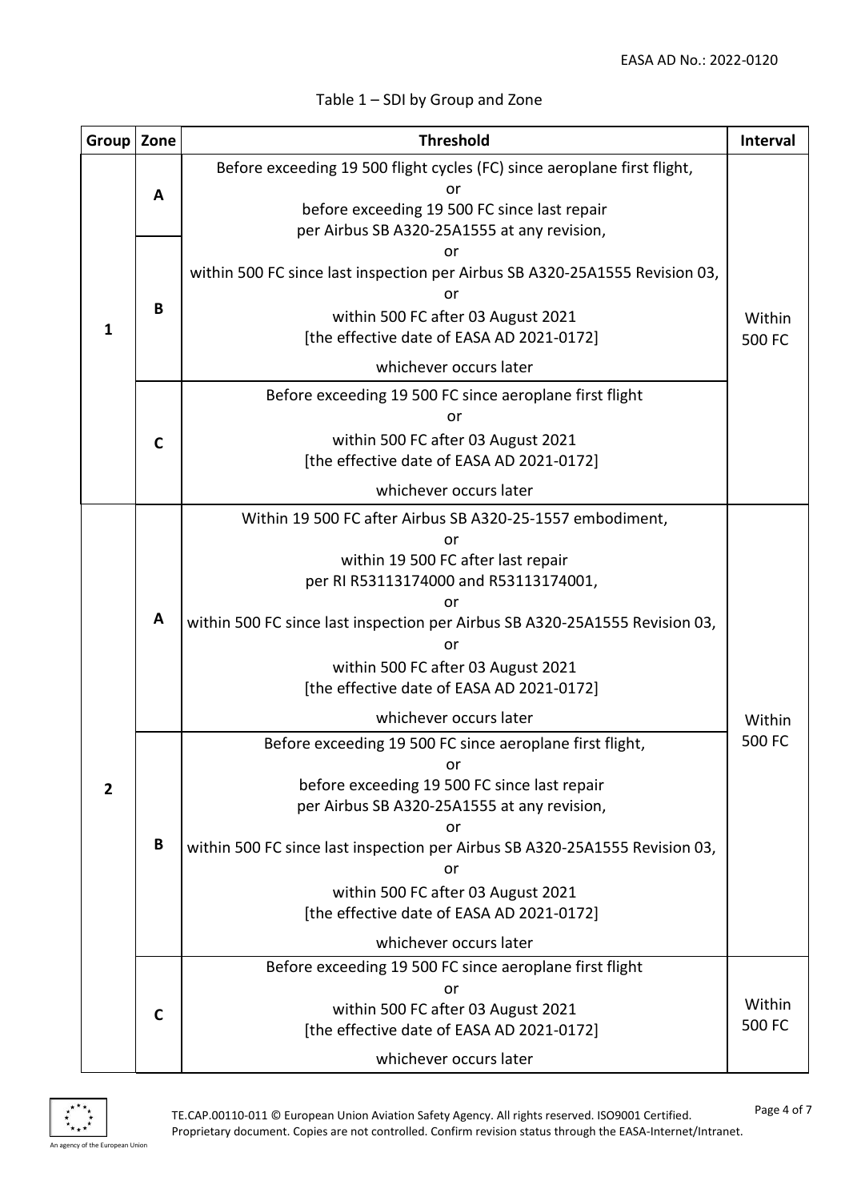Table 1 – SDI by Group and Zone

| Group | Zone | Threshold | Interval |
|---|---|---|---|
| 1 | A | Before exceeding 19 500 flight cycles (FC) since aeroplane first flight, or before exceeding 19 500 FC since last repair per Airbus SB A320-25A1555 at any revision, or within 500 FC since last inspection per Airbus SB A320-25A1555 Revision 03, or within 500 FC after 03 August 2021 [the effective date of EASA AD 2021-0172] whichever occurs later | Within 500 FC |
| | B | | |
| | C | Before exceeding 19 500 FC since aeroplane first flight or within 500 FC after 03 August 2021 [the effective date of EASA AD 2021-0172] whichever occurs later | |
| 2 | A | Within 19 500 FC after Airbus SB A320-25-1557 embodiment, or within 19 500 FC after last repair per RI R53113174000 and R53113174001, or within 500 FC since last inspection per Airbus SB A320-25A1555 Revision 03, or within 500 FC after 03 August 2021 [the effective date of EASA AD 2021-0172] whichever occurs later | Within 500 FC |
| | B | Before exceeding 19 500 FC since aeroplane first flight, or before exceeding 19 500 FC since last repair per Airbus SB A320-25A1555 at any revision, or within 500 FC since last inspection per Airbus SB A320-25A1555 Revision 03, or within 500 FC after 03 August 2021 [the effective date of EASA AD 2021-0172] whichever occurs later | |
| | C | Before exceeding 19 500 FC since aeroplane first flight or within 500 FC after 03 August 2021 [the effective date of EASA AD 2021-0172] whichever occurs later | Within 500 FC |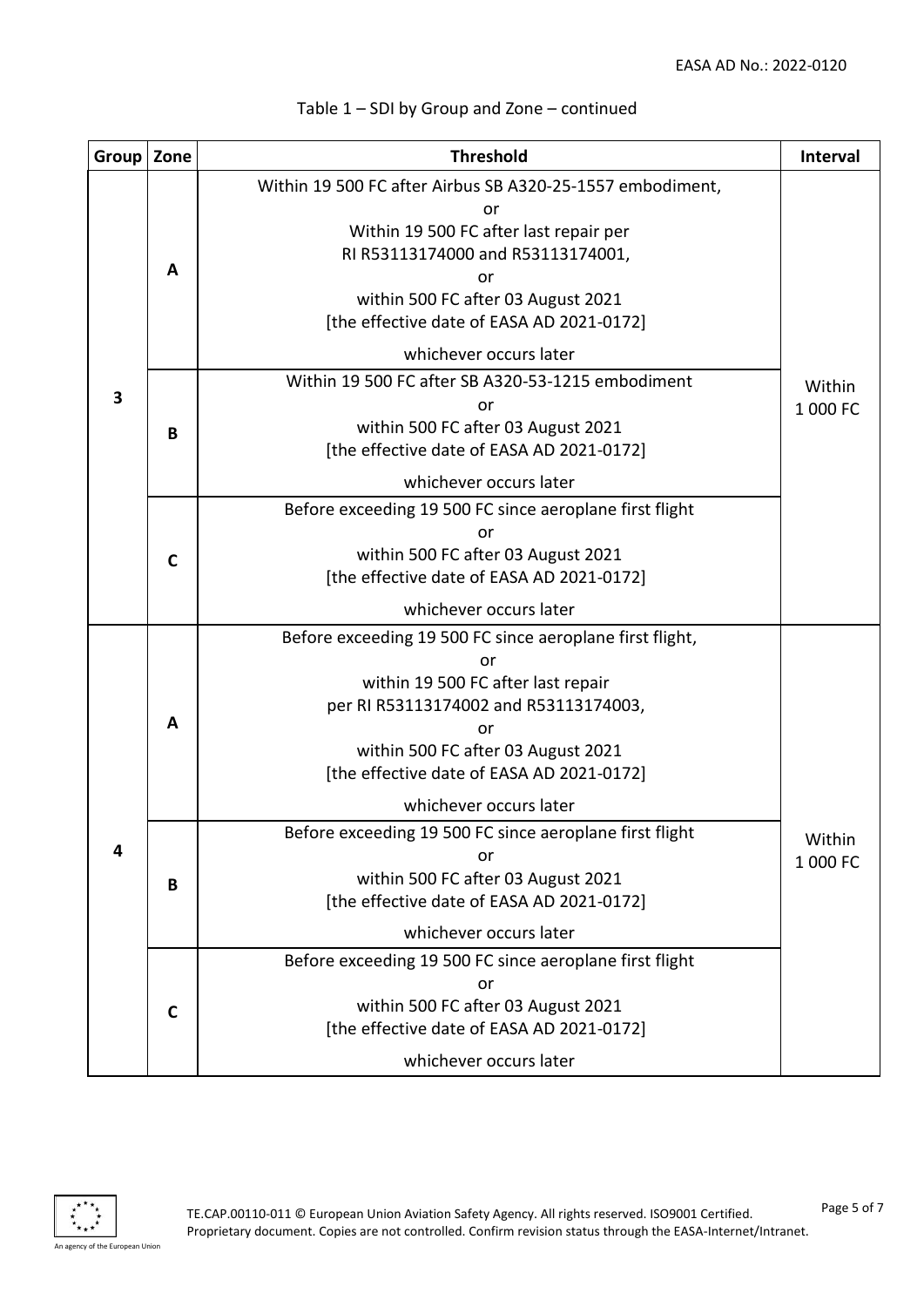Table 1 – SDI by Group and Zone – continued

| Group | Zone | Threshold | Interval |
|---|---|---|---|
| 3 | A | Within 19 500 FC after Airbus SB A320-25-1557 embodiment, or Within 19 500 FC after last repair per RI R53113174000 and R53113174001, or within 500 FC after 03 August 2021 [the effective date of EASA AD 2021-0172] whichever occurs later | Within 1 000 FC |
| | B | Within 19 500 FC after SB A320-53-1215 embodiment or within 500 FC after 03 August 2021 [the effective date of EASA AD 2021-0172] whichever occurs later | |
| | C | Before exceeding 19 500 FC since aeroplane first flight or within 500 FC after 03 August 2021 [the effective date of EASA AD 2021-0172] whichever occurs later | |
| 4 | A | Before exceeding 19 500 FC since aeroplane first flight, or within 19 500 FC after last repair per RI R53113174002 and R53113174003, or within 500 FC after 03 August 2021 [the effective date of EASA AD 2021-0172] whichever occurs later | Within 1 000 FC |
| | B | Before exceeding 19 500 FC since aeroplane first flight or within 500 FC after 03 August 2021 [the effective date of EASA AD 2021-0172] whichever occurs later | |
| | C | Before exceeding 19 500 FC since aeroplane first flight or within 500 FC after 03 August 2021 [the effective date of EASA AD 2021-0172] whichever occurs later | |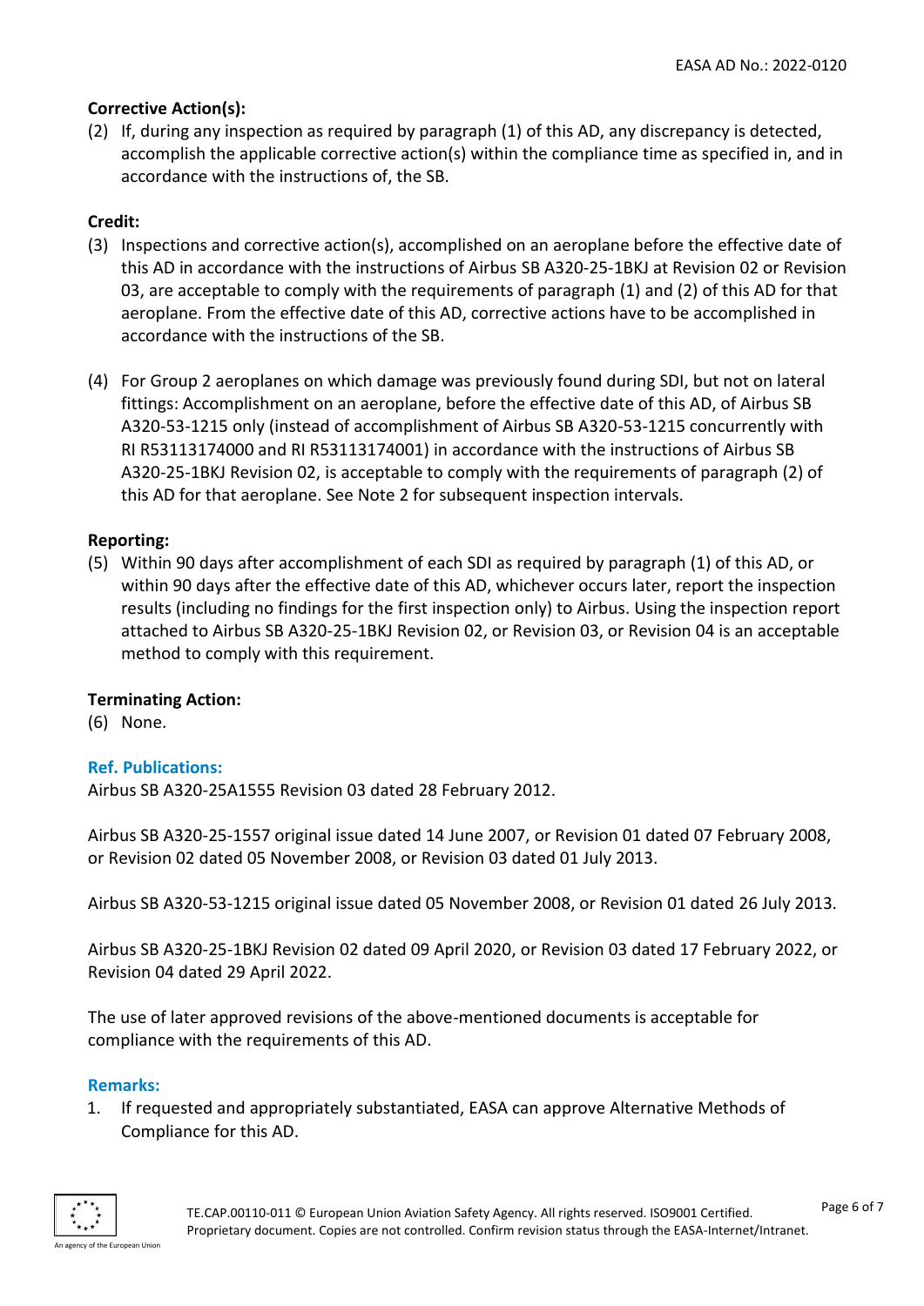**Corrective Action(s):**

(2) If, during any inspection as required by paragraph (1) of this AD, any discrepancy is detected, accomplish the applicable corrective action(s) within the compliance time as specified in, and in accordance with the instructions of, the SB.

**Credit:**

(3) Inspections and corrective action(s), accomplished on an aeroplane before the effective date of this AD in accordance with the instructions of Airbus SB A320-25-1BKJ at Revision 02 or Revision 03, are acceptable to comply with the requirements of paragraph (1) and (2) of this AD for that aeroplane. From the effective date of this AD, corrective actions have to be accomplished in accordance with the instructions of the SB.

(4) For Group 2 aeroplanes on which damage was previously found during SDI, but not on lateral fittings: Accomplishment on an aeroplane, before the effective date of this AD, of Airbus SB A320-53-1215 only (instead of accomplishment of Airbus SB A320-53-1215 concurrently with RI R53113174000 and RI R53113174001) in accordance with the instructions of Airbus SB A320-25-1BKJ Revision 02, is acceptable to comply with the requirements of paragraph (2) of this AD for that aeroplane. See Note 2 for subsequent inspection intervals.

**Reporting:**

(5) Within 90 days after accomplishment of each SDI as required by paragraph (1) of this AD, or within 90 days after the effective date of this AD, whichever occurs later, report the inspection results (including no findings for the first inspection only) to Airbus. Using the inspection report attached to Airbus SB A320-25-1BKJ Revision 02, or Revision 03, or Revision 04 is an acceptable method to comply with this requirement.

**Terminating Action:**

(6) None.

## Ref. Publications:

Airbus SB A320-25A1555 Revision 03 dated 28 February 2012.

Airbus SB A320-25-1557 original issue dated 14 June 2007, or Revision 01 dated 07 February 2008, or Revision 02 dated 05 November 2008, or Revision 03 dated 01 July 2013.

Airbus SB A320-53-1215 original issue dated 05 November 2008, or Revision 01 dated 26 July 2013.

Airbus SB A320-25-1BKJ Revision 02 dated 09 April 2020, or Revision 03 dated 17 February 2022, or Revision 04 dated 29 April 2022.

The use of later approved revisions of the above-mentioned documents is acceptable for compliance with the requirements of this AD.

## Remarks:

1. If requested and appropriately substantiated, EASA can approve Alternative Methods of Compliance for this AD.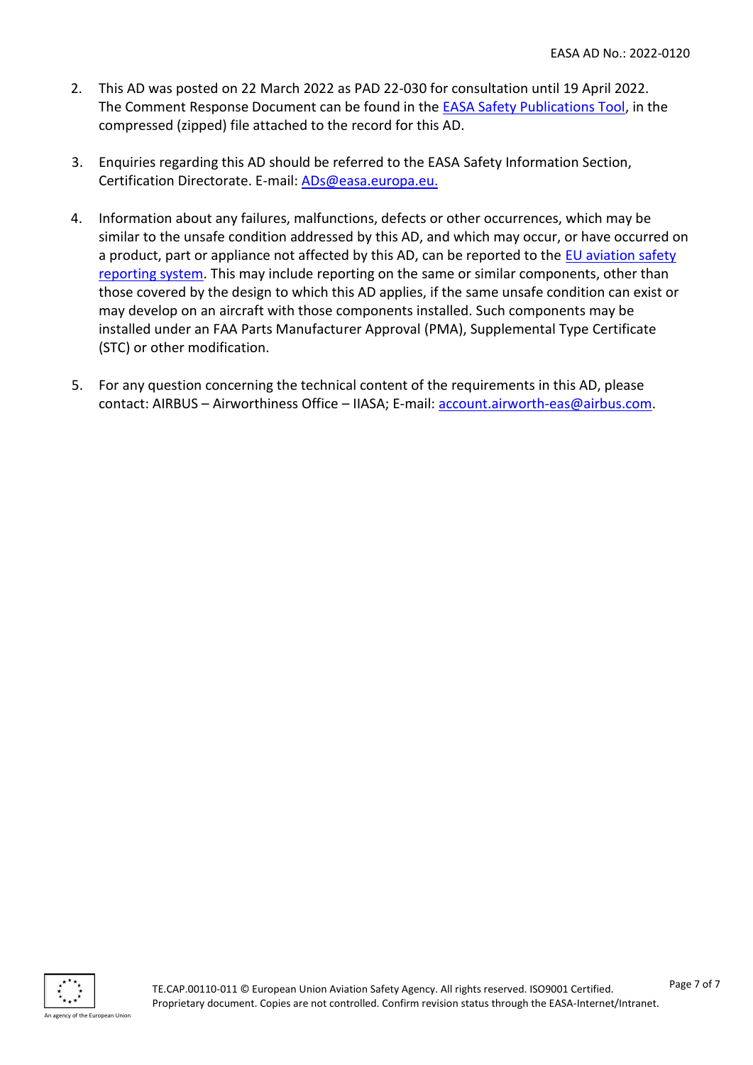2. This AD was posted on 22 March 2022 as PAD 22-030 for consultation until 19 April 2022. The Comment Response Document can be found in the [EASA Safety Publications Tool](), in the compressed (zipped) file attached to the record for this AD.

3. Enquiries regarding this AD should be referred to the EASA Safety Information Section, Certification Directorate. E-mail: ADs@easa.europa.eu.

4. Information about any failures, malfunctions, defects or other occurrences, which may be similar to the unsafe condition addressed by this AD, and which may occur, or have occurred on a product, part or appliance not affected by this AD, can be reported to the [EU aviation safety reporting system](). This may include reporting on the same or similar components, other than those covered by the design to which this AD applies, if the same unsafe condition can exist or may develop on an aircraft with those components installed. Such components may be installed under an FAA Parts Manufacturer Approval (PMA), Supplemental Type Certificate (STC) or other modification.

5. For any question concerning the technical content of the requirements in this AD, please contact: AIRBUS – Airworthiness Office – IIASA; E-mail: account.airworth-eas@airbus.com.